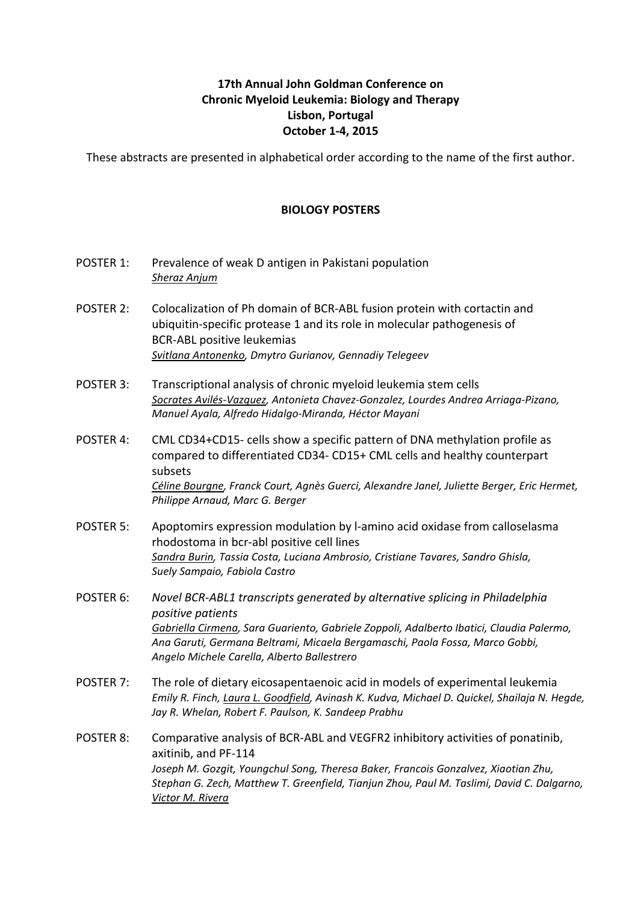**17th Annual John Goldman Conference on**
**Chronic Myeloid Leukemia: Biology and Therapy**
**Lisbon, Portugal**
**October 1-4, 2015**

These abstracts are presented in alphabetical order according to the name of the first author.

## BIOLOGY POSTERS

POSTER 1: Prevalence of weak D antigen in Pakistani population
*Sheraz Anjum*

POSTER 2: Colocalization of Ph domain of BCR-ABL fusion protein with cortactin and ubiquitin-specific protease 1 and its role in molecular pathogenesis of BCR-ABL positive leukemias
*Svitlana Antonenko, Dmytro Gurianov, Gennadiy Telegeev*

POSTER 3: Transcriptional analysis of chronic myeloid leukemia stem cells
*Socrates Avilés-Vazquez, Antonieta Chavez-Gonzalez, Lourdes Andrea Arriaga-Pizano, Manuel Ayala, Alfredo Hidalgo-Miranda, Héctor Mayani*

POSTER 4: CML CD34+CD15- cells show a specific pattern of DNA methylation profile as compared to differentiated CD34- CD15+ CML cells and healthy counterpart subsets
*Céline Bourgne, Franck Court, Agnès Guerci, Alexandre Janel, Juliette Berger, Eric Hermet, Philippe Arnaud, Marc G. Berger*

POSTER 5: Apoptomirs expression modulation by l-amino acid oxidase from calloselasma rhodostoma in bcr-abl positive cell lines
*Sandra Burin, Tassia Costa, Luciana Ambrosio, Cristiane Tavares, Sandro Ghisla, Suely Sampaio, Fabiola Castro*

POSTER 6: *Novel BCR-ABL1 transcripts generated by alternative splicing in Philadelphia positive patients*
*Gabriella Cirmena, Sara Guariento, Gabriele Zoppoli, Adalberto Ibatici, Claudia Palermo, Ana Garuti, Germana Beltrami, Micaela Bergamaschi, Paola Fossa, Marco Gobbi, Angelo Michele Carella, Alberto Ballestrero*

POSTER 7: The role of dietary eicosapentaenoic acid in models of experimental leukemia
*Emily R. Finch, Laura L. Goodfield, Avinash K. Kudva, Michael D. Quickel, Shailaja N. Hegde, Jay R. Whelan, Robert F. Paulson, K. Sandeep Prabhu*

POSTER 8: Comparative analysis of BCR-ABL and VEGFR2 inhibitory activities of ponatinib, axitinib, and PF-114
*Joseph M. Gozgit, Youngchul Song, Theresa Baker, Francois Gonzalvez, Xiaotian Zhu, Stephan G. Zech, Matthew T. Greenfield, Tianjun Zhou, Paul M. Taslimi, David C. Dalgarno, Victor M. Rivera*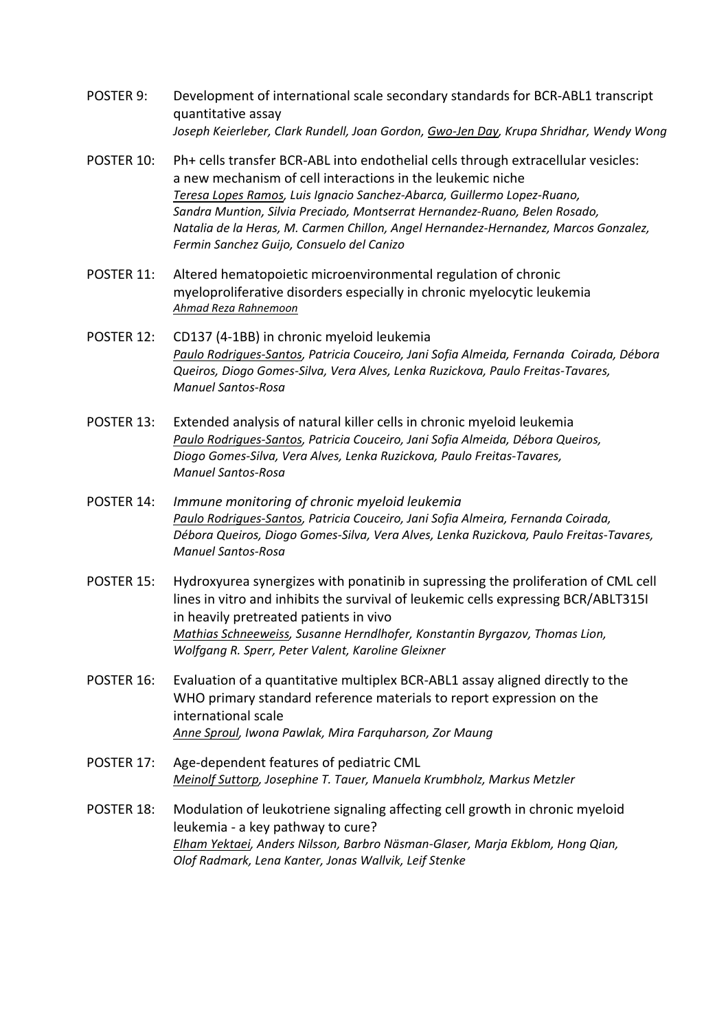POSTER 9: Development of international scale secondary standards for BCR-ABL1 transcript quantitative assay
*Joseph Keierleber, Clark Rundell, Joan Gordon, Gwo-Jen Day, Krupa Shridhar, Wendy Wong*

POSTER 10: Ph+ cells transfer BCR-ABL into endothelial cells through extracellular vesicles: a new mechanism of cell interactions in the leukemic niche
*Teresa Lopes Ramos, Luis Ignacio Sanchez-Abarca, Guillermo Lopez-Ruano, Sandra Muntion, Silvia Preciado, Montserrat Hernandez-Ruano, Belen Rosado, Natalia de la Heras, M. Carmen Chillon, Angel Hernandez-Hernandez, Marcos Gonzalez, Fermin Sanchez Guijo, Consuelo del Canizo*

POSTER 11: Altered hematopoietic microenvironmental regulation of chronic myeloproliferative disorders especially in chronic myelocytic leukemia
*Ahmad Reza Rahnemoon*

POSTER 12: CD137 (4-1BB) in chronic myeloid leukemia
*Paulo Rodrigues-Santos, Patricia Couceiro, Jani Sofia Almeida, Fernanda Coirada, Débora Queiros, Diogo Gomes-Silva, Vera Alves, Lenka Ruzickova, Paulo Freitas-Tavares, Manuel Santos-Rosa*

POSTER 13: Extended analysis of natural killer cells in chronic myeloid leukemia
*Paulo Rodrigues-Santos, Patricia Couceiro, Jani Sofia Almeida, Débora Queiros, Diogo Gomes-Silva, Vera Alves, Lenka Ruzickova, Paulo Freitas-Tavares, Manuel Santos-Rosa*

POSTER 14: *Immune monitoring of chronic myeloid leukemia*
*Paulo Rodrigues-Santos, Patricia Couceiro, Jani Sofia Almeira, Fernanda Coirada, Débora Queiros, Diogo Gomes-Silva, Vera Alves, Lenka Ruzickova, Paulo Freitas-Tavares, Manuel Santos-Rosa*

POSTER 15: Hydroxyurea synergizes with ponatinib in supressing the proliferation of CML cell lines in vitro and inhibits the survival of leukemic cells expressing BCR/ABLT315I in heavily pretreated patients in vivo
*Mathias Schneeweiss, Susanne Herndlhofer, Konstantin Byrgazov, Thomas Lion, Wolfgang R. Sperr, Peter Valent, Karoline Gleixner*

POSTER 16: Evaluation of a quantitative multiplex BCR-ABL1 assay aligned directly to the WHO primary standard reference materials to report expression on the international scale
*Anne Sproul, Iwona Pawlak, Mira Farquharson, Zor Maung*

POSTER 17: Age-dependent features of pediatric CML
*Meinolf Suttorp, Josephine T. Tauer, Manuela Krumbholz, Markus Metzler*

POSTER 18: Modulation of leukotriene signaling affecting cell growth in chronic myeloid leukemia - a key pathway to cure?
*Elham Yektaei, Anders Nilsson, Barbro Näsman-Glaser, Marja Ekblom, Hong Qian, Olof Radmark, Lena Kanter, Jonas Wallvik, Leif Stenke*